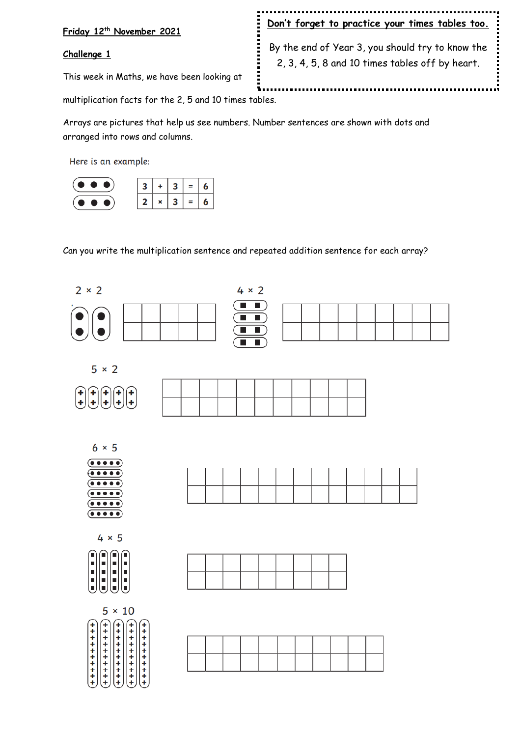**Don't forget to practice your times tables too.**

By the end of Year 3, you should try to know the 2, 3, 4, 5, 8 and 10 times tables off by heart.

**Friday 12th November 2021**

**Challenge 1**

This week in Maths, we have been looking at multiplication facts for the 2, 5 and 10 times tables.

Arrays are pictures that help us see numbers. Number sentences are shown with dots and arranged into rows and columns.

Here is an example:

| 3 | + | 3 | = | 6 |
|---|---|---|---|---|
| 2 | × | 3 | = | 6 |

Can you write the multiplication sentence and repeated addition sentence for each array?

2 × 2

| | | | | |
|---|---|---|---|---|
| | | | | |

4 × 2

| | | | | | | | | |
|---|---|---|---|---|---|---|---|---|
| | | | | | | | | |

5 × 2

| | | | | | | | | | | |
|---|---|---|---|---|---|---|---|---|---|---|
| | | | | | | | | | | |

6 × 5

| | | | | | | | | | | | | |
|---|---|---|---|---|---|---|---|---|---|---|---|---|
| | | | | | | | | | | | | |

4 × 5

| | | | | | | | | |
|---|---|---|---|---|---|---|---|---|
| | | | | | | | | |

5 × 10

| | | | | | | | | | | |
|---|---|---|---|---|---|---|---|---|---|---|
| | | | | | | | | | | |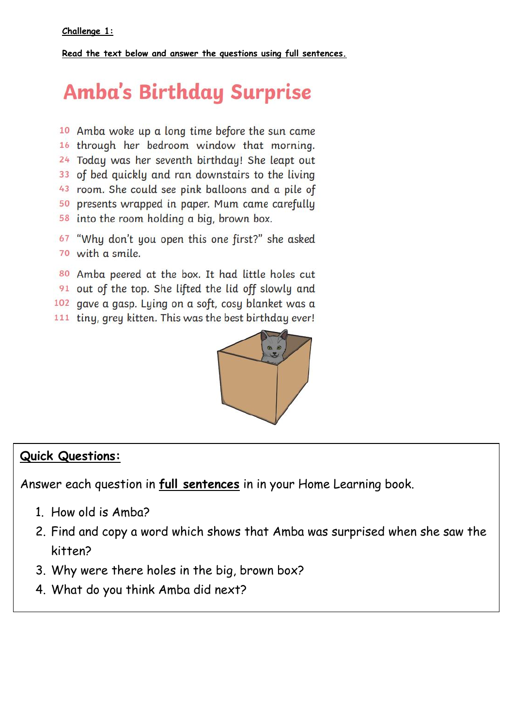**Challenge 1:**

**Read the text below and answer the questions using full sentences.**

# Amba's Birthday Surprise

10 Amba woke up a long time before the sun came
16 through her bedroom window that morning.
24 Today was her seventh birthday! She leapt out
33 of bed quickly and ran downstairs to the living
43 room. She could see pink balloons and a pile of
50 presents wrapped in paper. Mum came carefully
58 into the room holding a big, brown box.

67 "Why don't you open this one first?" she asked
70 with a smile.

80 Amba peered at the box. It had little holes cut
91 out of the top. She lifted the lid off slowly and
102 gave a gasp. Lying on a soft, cosy blanket was a
111 tiny, grey kitten. This was the best birthday ever!

## Quick Questions:

Answer each question in **full sentences** in in your Home Learning book.

1. How old is Amba?
2. Find and copy a word which shows that Amba was surprised when she saw the kitten?
3. Why were there holes in the big, brown box?
4. What do you think Amba did next?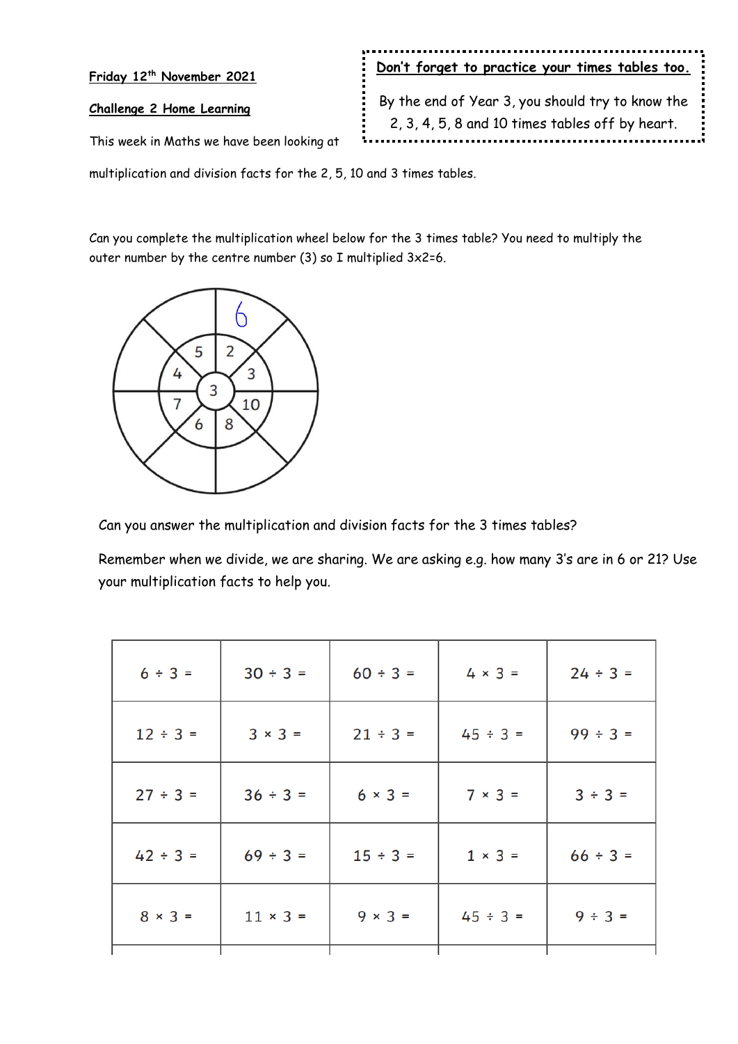**Friday 12th November 2021**

**Challenge 2 Home Learning**

This week in Maths we have been looking at multiplication and division facts for the 2, 5, 10 and 3 times tables.

> **Don't forget to practice your times tables too.**
>
> By the end of Year 3, you should try to know the 2, 3, 4, 5, 8 and 10 times tables off by heart.

Can you complete the multiplication wheel below for the 3 times table? You need to multiply the outer number by the centre number (3) so I multiplied 3x2=6.

Centre: 3

| Inner number | 2 | 3 | 10 | 8 | 6 | 7 | 4 | 5 |
|---|---|---|---|---|---|---|---|---|
| Outer answer | 6 | | | | | | | |

Can you answer the multiplication and division facts for the 3 times tables?

Remember when we divide, we are sharing. We are asking e.g. how many 3's are in 6 or 21? Use your multiplication facts to help you.

| | | | | |
|---|---|---|---|---|
| $6 \div 3 =$ | $30 \div 3 =$ | $60 \div 3 =$ | $4 \times 3 =$ | $24 \div 3 =$ |
| $12 \div 3 =$ | $3 \times 3 =$ | $21 \div 3 =$ | $45 \div 3 =$ | $99 \div 3 =$ |
| $27 \div 3 =$ | $36 \div 3 =$ | $6 \times 3 =$ | $7 \times 3 =$ | $3 \div 3 =$ |
| $42 \div 3 =$ | $69 \div 3 =$ | $15 \div 3 =$ | $1 \times 3 =$ | $66 \div 3 =$ |
| $8 \times 3 =$ | $11 \times 3 =$ | $9 \times 3 =$ | $45 \div 3 =$ | $9 \div 3 =$ |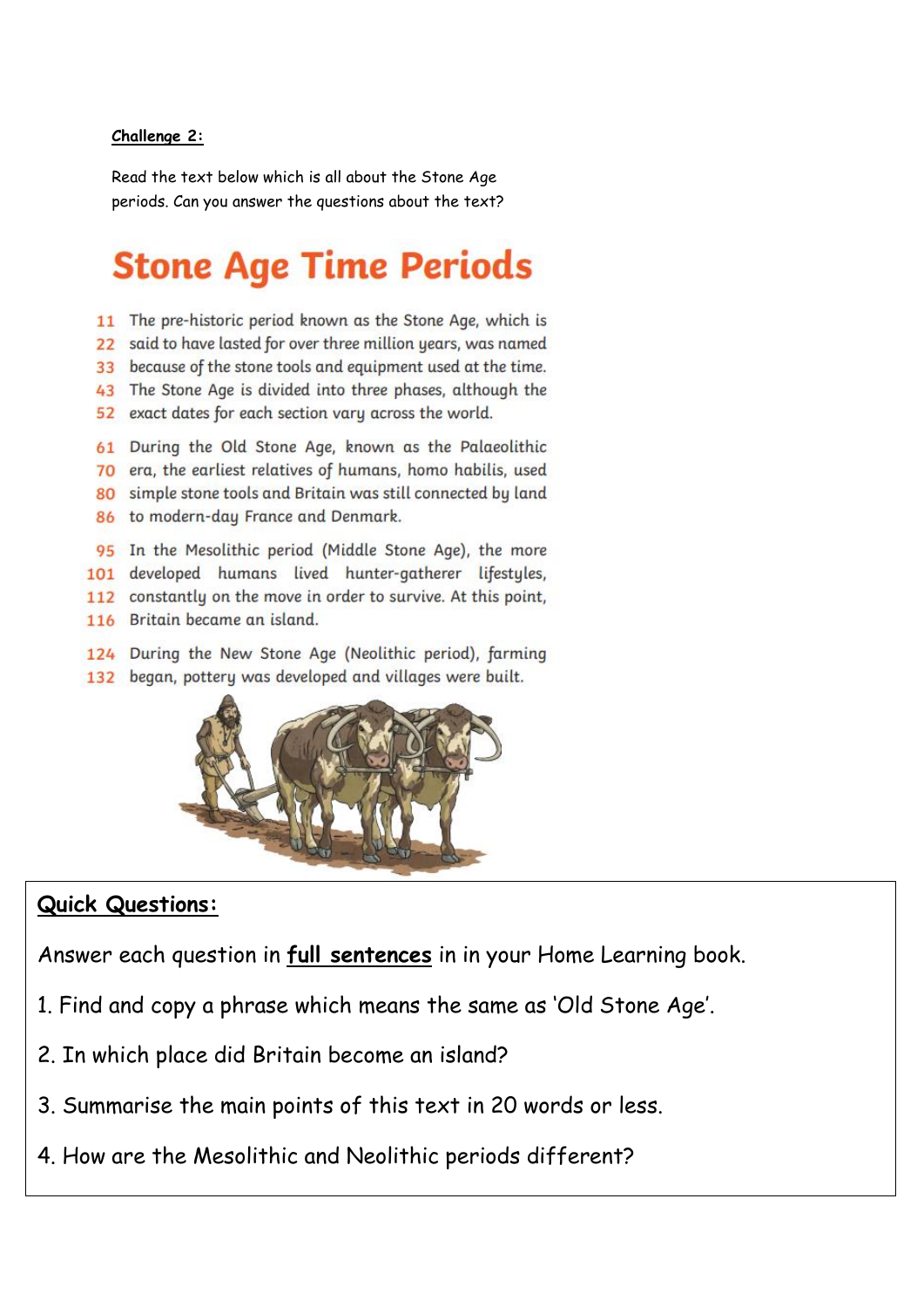**Challenge 2:**

Read the text below which is all about the Stone Age periods. Can you answer the questions about the text?

# Stone Age Time Periods

11 The pre-historic period known as the Stone Age, which is
22 said to have lasted for over three million years, was named
33 because of the stone tools and equipment used at the time.
43 The Stone Age is divided into three phases, although the
52 exact dates for each section vary across the world.

61 During the Old Stone Age, known as the Palaeolithic
70 era, the earliest relatives of humans, homo habilis, used
80 simple stone tools and Britain was still connected by land
86 to modern-day France and Denmark.

95 In the Mesolithic period (Middle Stone Age), the more
101 developed humans lived hunter-gatherer lifestyles,
112 constantly on the move in order to survive. At this point,
116 Britain became an island.

124 During the New Stone Age (Neolithic period), farming
132 began, pottery was developed and villages were built.

**Quick Questions:**

Answer each question in **full sentences** in in your Home Learning book.

1. Find and copy a phrase which means the same as 'Old Stone Age'.
2. In which place did Britain become an island?
3. Summarise the main points of this text in 20 words or less.
4. How are the Mesolithic and Neolithic periods different?